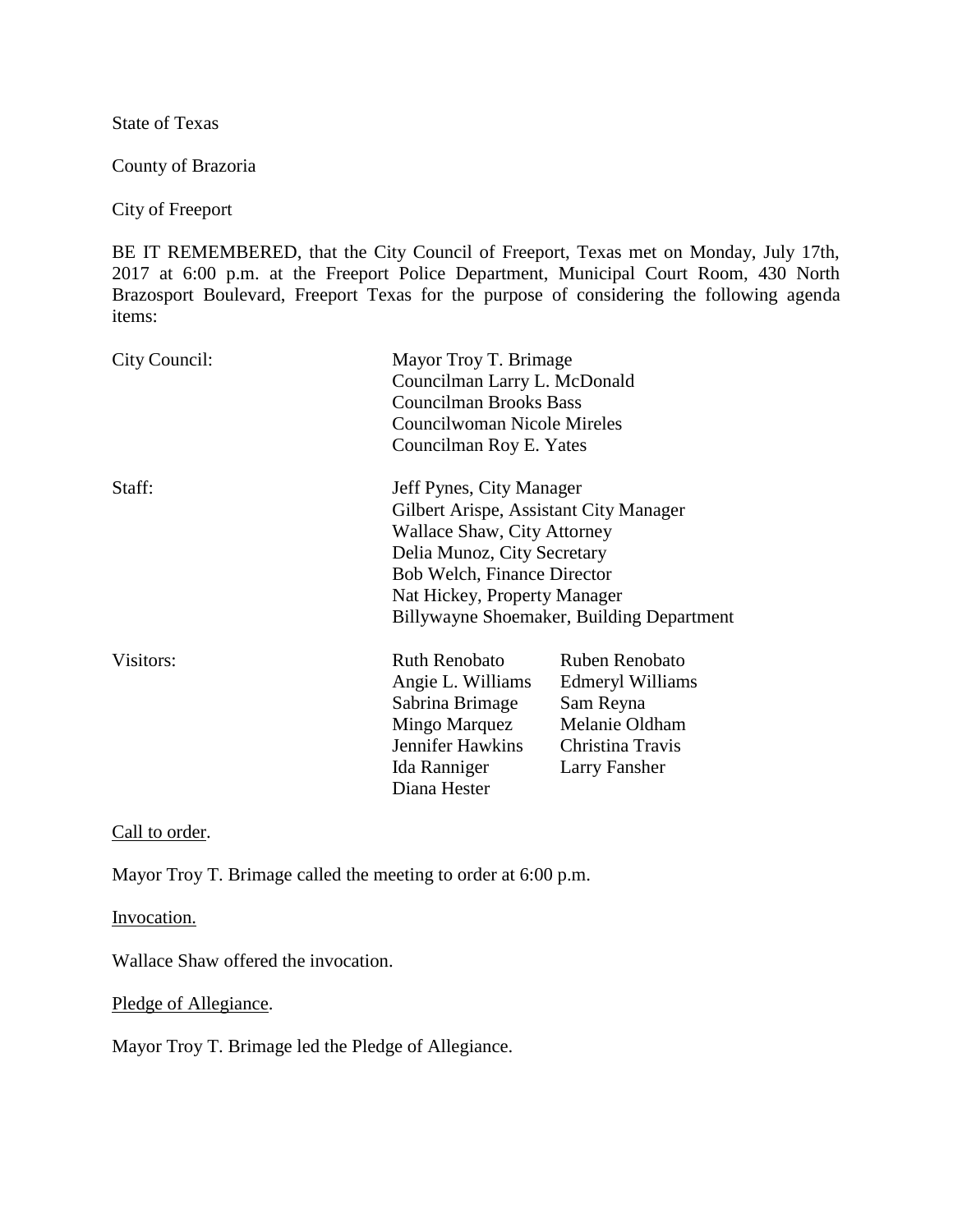State of Texas

County of Brazoria

City of Freeport

BE IT REMEMBERED, that the City Council of Freeport, Texas met on Monday, July 17th, 2017 at 6:00 p.m. at the Freeport Police Department, Municipal Court Room, 430 North Brazosport Boulevard, Freeport Texas for the purpose of considering the following agenda items:

| | | |
|---|---|---|
| City Council: | Mayor Troy T. Brimage<br>Councilman Larry L. McDonald<br>Councilman Brooks Bass<br>Councilwoman Nicole Mireles<br>Councilman Roy E. Yates | |
| Staff: | Jeff Pynes, City Manager<br>Gilbert Arispe, Assistant City Manager<br>Wallace Shaw, City Attorney<br>Delia Munoz, City Secretary<br>Bob Welch, Finance Director<br>Nat Hickey, Property Manager<br>Billywayne Shoemaker, Building Department | |
| Visitors: | Ruth Renobato<br>Angie L. Williams<br>Sabrina Brimage<br>Mingo Marquez<br>Jennifer Hawkins<br>Ida Ranniger<br>Diana Hester | Ruben Renobato<br>Edmeryl Williams<br>Sam Reyna<br>Melanie Oldham<br>Christina Travis<br>Larry Fansher |

Call to order.

Mayor Troy T. Brimage called the meeting to order at 6:00 p.m.

Invocation.

Wallace Shaw offered the invocation.

Pledge of Allegiance.

Mayor Troy T. Brimage led the Pledge of Allegiance.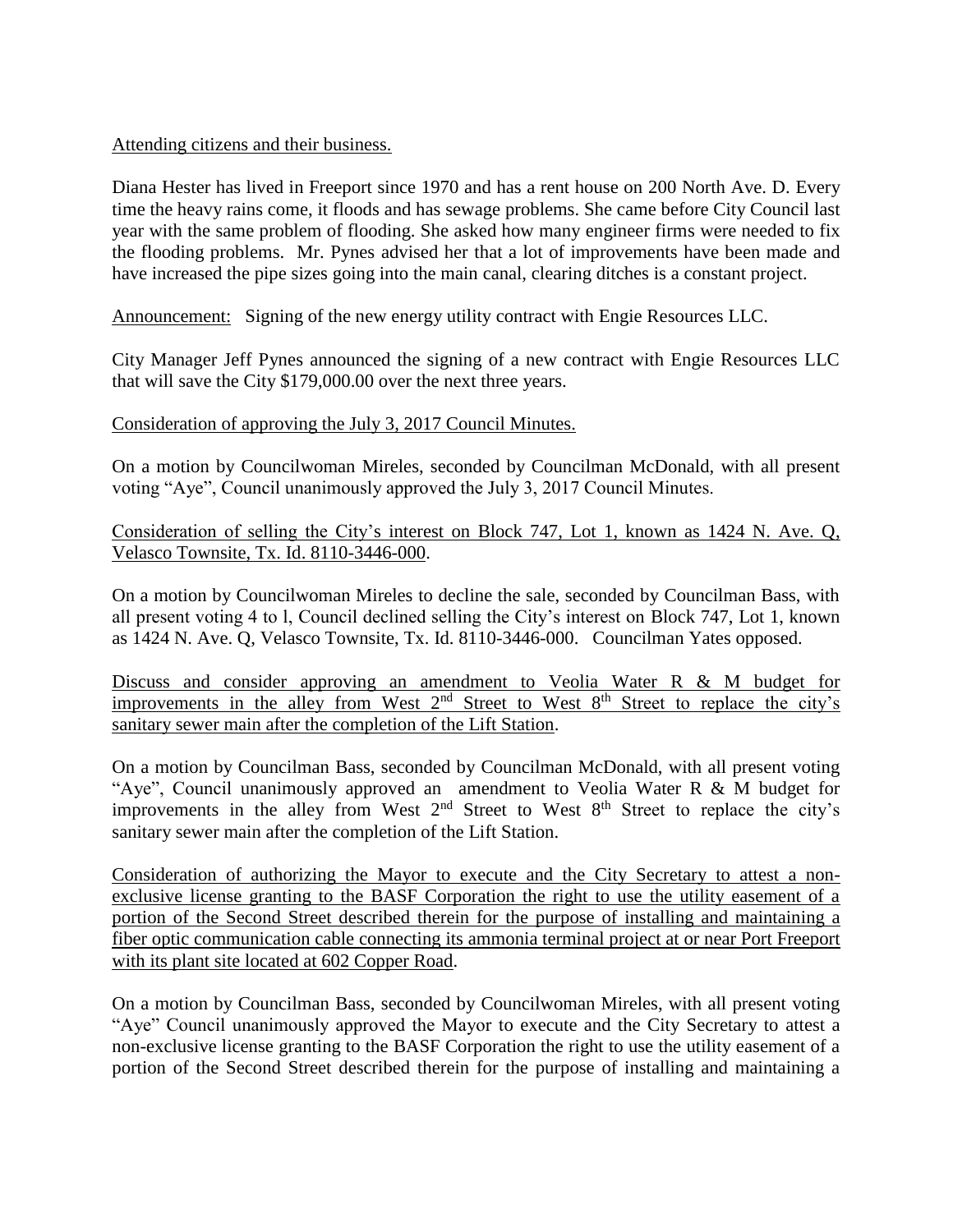Attending citizens and their business.

Diana Hester has lived in Freeport since 1970 and has a rent house on 200 North Ave. D. Every time the heavy rains come, it floods and has sewage problems. She came before City Council last year with the same problem of flooding. She asked how many engineer firms were needed to fix the flooding problems. Mr. Pynes advised her that a lot of improvements have been made and have increased the pipe sizes going into the main canal, clearing ditches is a constant project.

Announcement: Signing of the new energy utility contract with Engie Resources LLC.

City Manager Jeff Pynes announced the signing of a new contract with Engie Resources LLC that will save the City $179,000.00 over the next three years.

Consideration of approving the July 3, 2017 Council Minutes.

On a motion by Councilwoman Mireles, seconded by Councilman McDonald, with all present voting "Aye", Council unanimously approved the July 3, 2017 Council Minutes.

Consideration of selling the City's interest on Block 747, Lot 1, known as 1424 N. Ave. Q, Velasco Townsite, Tx. Id. 8110-3446-000.

On a motion by Councilwoman Mireles to decline the sale, seconded by Councilman Bass, with all present voting 4 to l, Council declined selling the City's interest on Block 747, Lot 1, known as 1424 N. Ave. Q, Velasco Townsite, Tx. Id. 8110-3446-000. Councilman Yates opposed.

Discuss and consider approving an amendment to Veolia Water R & M budget for improvements in the alley from West 2nd Street to West 8th Street to replace the city's sanitary sewer main after the completion of the Lift Station.

On a motion by Councilman Bass, seconded by Councilman McDonald, with all present voting "Aye", Council unanimously approved an amendment to Veolia Water R & M budget for improvements in the alley from West 2nd Street to West 8th Street to replace the city's sanitary sewer main after the completion of the Lift Station.

Consideration of authorizing the Mayor to execute and the City Secretary to attest a non-exclusive license granting to the BASF Corporation the right to use the utility easement of a portion of the Second Street described therein for the purpose of installing and maintaining a fiber optic communication cable connecting its ammonia terminal project at or near Port Freeport with its plant site located at 602 Copper Road.

On a motion by Councilman Bass, seconded by Councilwoman Mireles, with all present voting "Aye" Council unanimously approved the Mayor to execute and the City Secretary to attest a non-exclusive license granting to the BASF Corporation the right to use the utility easement of a portion of the Second Street described therein for the purpose of installing and maintaining a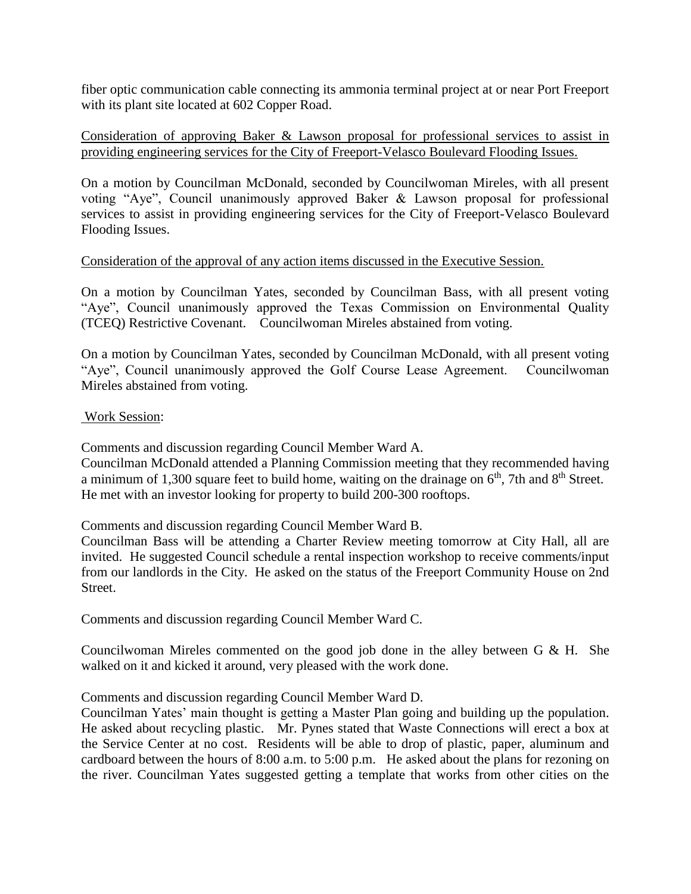fiber optic communication cable connecting its ammonia terminal project at or near Port Freeport with its plant site located at 602 Copper Road.

<u>Consideration of approving Baker & Lawson proposal for professional services to assist in providing engineering services for the City of Freeport-Velasco Boulevard Flooding Issues.</u>

On a motion by Councilman McDonald, seconded by Councilwoman Mireles, with all present voting "Aye", Council unanimously approved Baker & Lawson proposal for professional services to assist in providing engineering services for the City of Freeport-Velasco Boulevard Flooding Issues.

<u>Consideration of the approval of any action items discussed in the Executive Session.</u>

On a motion by Councilman Yates, seconded by Councilman Bass, with all present voting "Aye", Council unanimously approved the Texas Commission on Environmental Quality (TCEQ) Restrictive Covenant. Councilwoman Mireles abstained from voting.

On a motion by Councilman Yates, seconded by Councilman McDonald, with all present voting "Aye", Council unanimously approved the Golf Course Lease Agreement. Councilwoman Mireles abstained from voting.

<u>Work Session</u>:

Comments and discussion regarding Council Member Ward A.
Councilman McDonald attended a Planning Commission meeting that they recommended having a minimum of 1,300 square feet to build home, waiting on the drainage on 6th, 7th and 8th Street. He met with an investor looking for property to build 200-300 rooftops.

Comments and discussion regarding Council Member Ward B.
Councilman Bass will be attending a Charter Review meeting tomorrow at City Hall, all are invited. He suggested Council schedule a rental inspection workshop to receive comments/input from our landlords in the City. He asked on the status of the Freeport Community House on 2nd Street.

Comments and discussion regarding Council Member Ward C.

Councilwoman Mireles commented on the good job done in the alley between G & H. She walked on it and kicked it around, very pleased with the work done.

Comments and discussion regarding Council Member Ward D.
Councilman Yates' main thought is getting a Master Plan going and building up the population. He asked about recycling plastic. Mr. Pynes stated that Waste Connections will erect a box at the Service Center at no cost. Residents will be able to drop of plastic, paper, aluminum and cardboard between the hours of 8:00 a.m. to 5:00 p.m. He asked about the plans for rezoning on the river. Councilman Yates suggested getting a template that works from other cities on the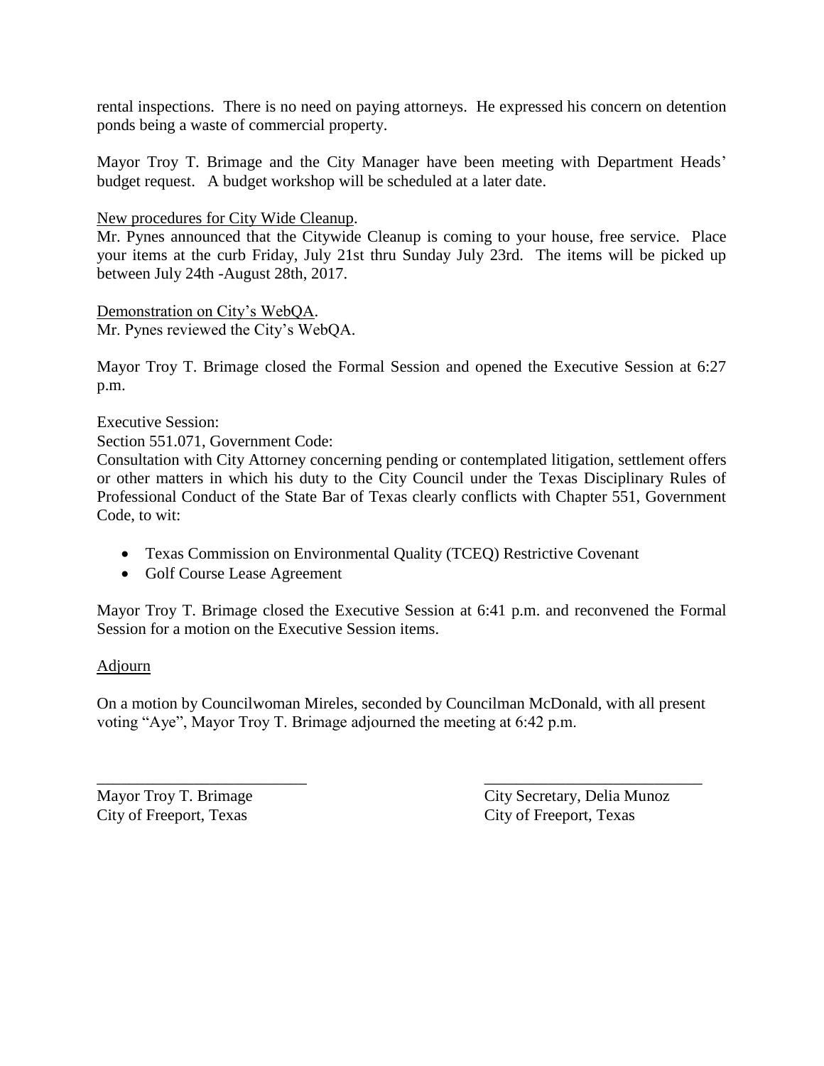rental inspections. There is no need on paying attorneys. He expressed his concern on detention ponds being a waste of commercial property.

Mayor Troy T. Brimage and the City Manager have been meeting with Department Heads' budget request. A budget workshop will be scheduled at a later date.

<u>New procedures for City Wide Cleanup</u>.
Mr. Pynes announced that the Citywide Cleanup is coming to your house, free service. Place your items at the curb Friday, July 21st thru Sunday July 23rd. The items will be picked up between July 24th -August 28th, 2017.

<u>Demonstration on City's WebQA</u>.
Mr. Pynes reviewed the City's WebQA.

Mayor Troy T. Brimage closed the Formal Session and opened the Executive Session at 6:27 p.m.

Executive Session:
Section 551.071, Government Code:
Consultation with City Attorney concerning pending or contemplated litigation, settlement offers or other matters in which his duty to the City Council under the Texas Disciplinary Rules of Professional Conduct of the State Bar of Texas clearly conflicts with Chapter 551, Government Code, to wit:

- Texas Commission on Environmental Quality (TCEQ) Restrictive Covenant
- Golf Course Lease Agreement

Mayor Troy T. Brimage closed the Executive Session at 6:41 p.m. and reconvened the Formal Session for a motion on the Executive Session items.

<u>Adjourn</u>

On a motion by Councilwoman Mireles, seconded by Councilman McDonald, with all present voting "Aye", Mayor Troy T. Brimage adjourned the meeting at 6:42 p.m.

\_\_\_\_\_\_\_\_\_\_\_\_\_\_\_\_\_\_\_\_\_\_\_\_\_\_\_
Mayor Troy T. Brimage
City of Freeport, Texas

\_\_\_\_\_\_\_\_\_\_\_\_\_\_\_\_\_\_\_\_\_\_\_\_\_\_\_
City Secretary, Delia Munoz
City of Freeport, Texas